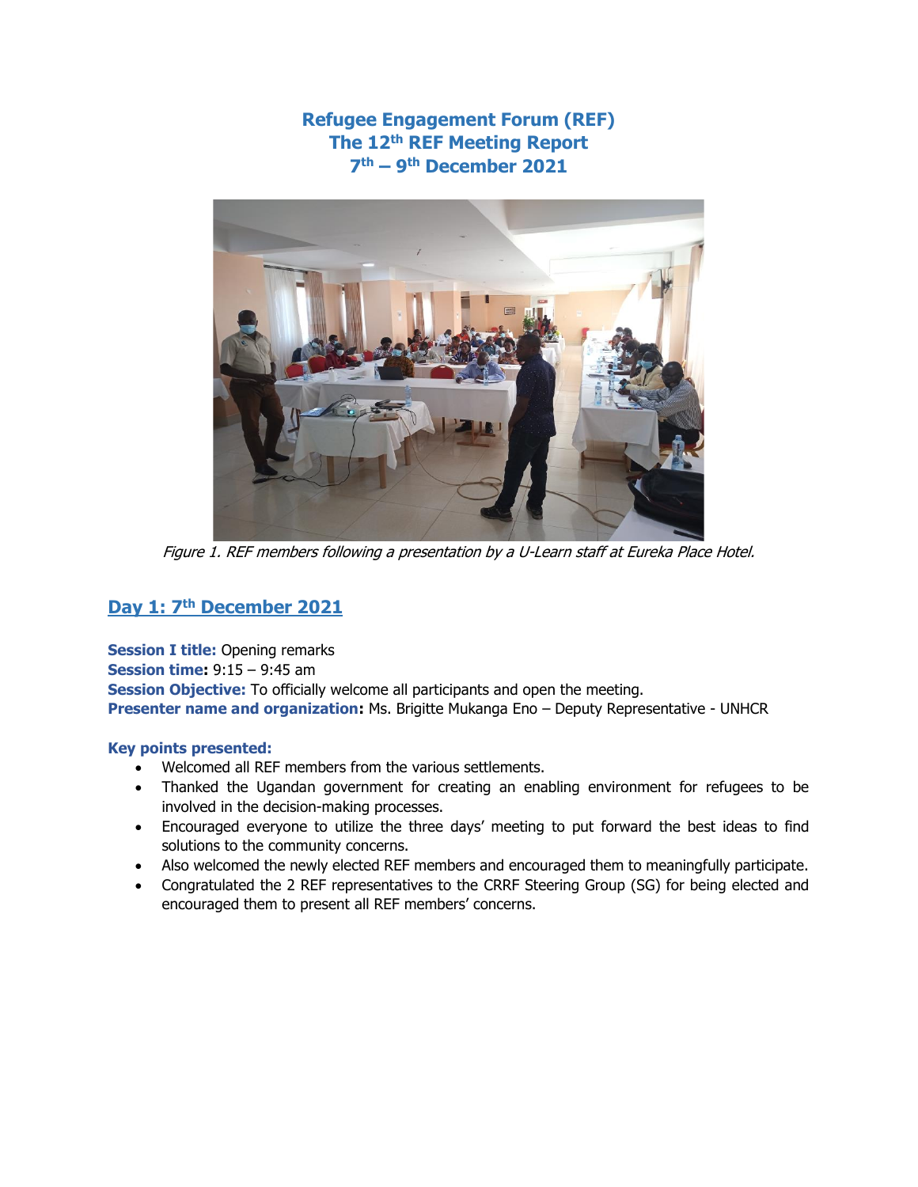# Refugee Engagement Forum (REF)
# The 12th REF Meeting Report
# 7th – 9th December 2021

*Figure 1. REF members following a presentation by a U-Learn staff at Eureka Place Hotel.*

## Day 1: 7th December 2021

**Session I title:** Opening remarks
**Session time:** 9:15 – 9:45 am
**Session Objective:** To officially welcome all participants and open the meeting.
**Presenter name and organization:** Ms. Brigitte Mukanga Eno – Deputy Representative - UNHCR

**Key points presented:**

- Welcomed all REF members from the various settlements.
- Thanked the Ugandan government for creating an enabling environment for refugees to be involved in the decision-making processes.
- Encouraged everyone to utilize the three days' meeting to put forward the best ideas to find solutions to the community concerns.
- Also welcomed the newly elected REF members and encouraged them to meaningfully participate.
- Congratulated the 2 REF representatives to the CRRF Steering Group (SG) for being elected and encouraged them to present all REF members' concerns.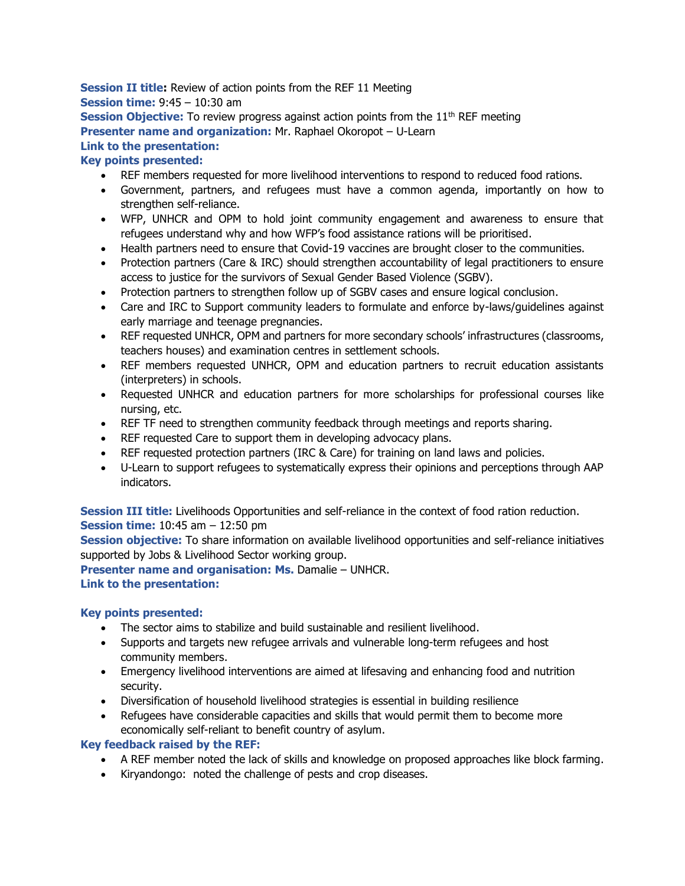**Session II title:** Review of action points from the REF 11 Meeting
**Session time:** 9:45 – 10:30 am
**Session Objective:** To review progress against action points from the 11th REF meeting
**Presenter name and organization:** Mr. Raphael Okoropot – U-Learn
**Link to the presentation:**
**Key points presented:**

- REF members requested for more livelihood interventions to respond to reduced food rations.
- Government, partners, and refugees must have a common agenda, importantly on how to strengthen self-reliance.
- WFP, UNHCR and OPM to hold joint community engagement and awareness to ensure that refugees understand why and how WFP's food assistance rations will be prioritised.
- Health partners need to ensure that Covid-19 vaccines are brought closer to the communities.
- Protection partners (Care & IRC) should strengthen accountability of legal practitioners to ensure access to justice for the survivors of Sexual Gender Based Violence (SGBV).
- Protection partners to strengthen follow up of SGBV cases and ensure logical conclusion.
- Care and IRC to Support community leaders to formulate and enforce by-laws/guidelines against early marriage and teenage pregnancies.
- REF requested UNHCR, OPM and partners for more secondary schools' infrastructures (classrooms, teachers houses) and examination centres in settlement schools.
- REF members requested UNHCR, OPM and education partners to recruit education assistants (interpreters) in schools.
- Requested UNHCR and education partners for more scholarships for professional courses like nursing, etc.
- REF TF need to strengthen community feedback through meetings and reports sharing.
- REF requested Care to support them in developing advocacy plans.
- REF requested protection partners (IRC & Care) for training on land laws and policies.
- U-Learn to support refugees to systematically express their opinions and perceptions through AAP indicators.

**Session III title:** Livelihoods Opportunities and self-reliance in the context of food ration reduction.
**Session time:** 10:45 am – 12:50 pm
**Session objective:** To share information on available livelihood opportunities and self-reliance initiatives supported by Jobs & Livelihood Sector working group.
**Presenter name and organisation: Ms.** Damalie – UNHCR.
**Link to the presentation:**

**Key points presented:**

- The sector aims to stabilize and build sustainable and resilient livelihood.
- Supports and targets new refugee arrivals and vulnerable long-term refugees and host community members.
- Emergency livelihood interventions are aimed at lifesaving and enhancing food and nutrition security.
- Diversification of household livelihood strategies is essential in building resilience
- Refugees have considerable capacities and skills that would permit them to become more economically self-reliant to benefit country of asylum.

**Key feedback raised by the REF:**

- A REF member noted the lack of skills and knowledge on proposed approaches like block farming.
- Kiryandongo: noted the challenge of pests and crop diseases.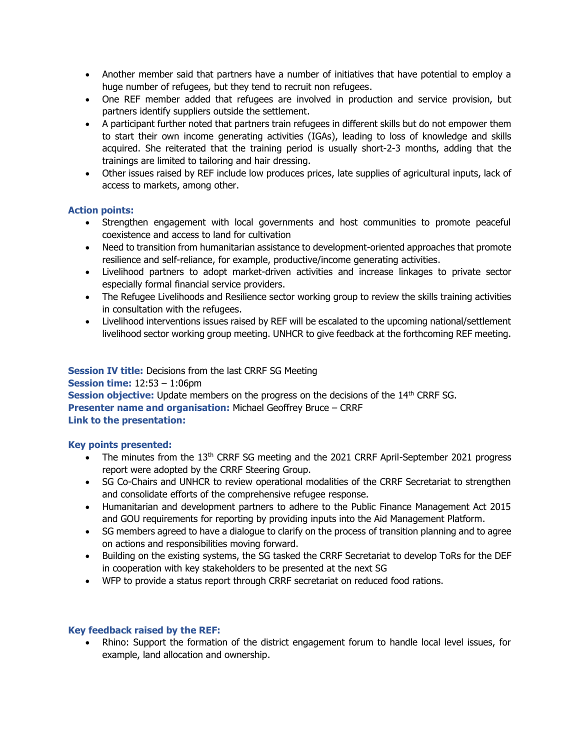- Another member said that partners have a number of initiatives that have potential to employ a huge number of refugees, but they tend to recruit non refugees.
- One REF member added that refugees are involved in production and service provision, but partners identify suppliers outside the settlement.
- A participant further noted that partners train refugees in different skills but do not empower them to start their own income generating activities (IGAs), leading to loss of knowledge and skills acquired. She reiterated that the training period is usually short-2-3 months, adding that the trainings are limited to tailoring and hair dressing.
- Other issues raised by REF include low produces prices, late supplies of agricultural inputs, lack of access to markets, among other.

**Action points:**

- Strengthen engagement with local governments and host communities to promote peaceful coexistence and access to land for cultivation
- Need to transition from humanitarian assistance to development-oriented approaches that promote resilience and self-reliance, for example, productive/income generating activities.
- Livelihood partners to adopt market-driven activities and increase linkages to private sector especially formal financial service providers.
- The Refugee Livelihoods and Resilience sector working group to review the skills training activities in consultation with the refugees.
- Livelihood interventions issues raised by REF will be escalated to the upcoming national/settlement livelihood sector working group meeting. UNHCR to give feedback at the forthcoming REF meeting.

**Session IV title:** Decisions from the last CRRF SG Meeting
**Session time:** 12:53 – 1:06pm
**Session objective:** Update members on the progress on the decisions of the 14th CRRF SG.
**Presenter name and organisation:** Michael Geoffrey Bruce – CRRF
**Link to the presentation:**

**Key points presented:**

- The minutes from the 13th CRRF SG meeting and the 2021 CRRF April-September 2021 progress report were adopted by the CRRF Steering Group.
- SG Co-Chairs and UNHCR to review operational modalities of the CRRF Secretariat to strengthen and consolidate efforts of the comprehensive refugee response.
- Humanitarian and development partners to adhere to the Public Finance Management Act 2015 and GOU requirements for reporting by providing inputs into the Aid Management Platform.
- SG members agreed to have a dialogue to clarify on the process of transition planning and to agree on actions and responsibilities moving forward.
- Building on the existing systems, the SG tasked the CRRF Secretariat to develop ToRs for the DEF in cooperation with key stakeholders to be presented at the next SG
- WFP to provide a status report through CRRF secretariat on reduced food rations.

**Key feedback raised by the REF:**

- Rhino: Support the formation of the district engagement forum to handle local level issues, for example, land allocation and ownership.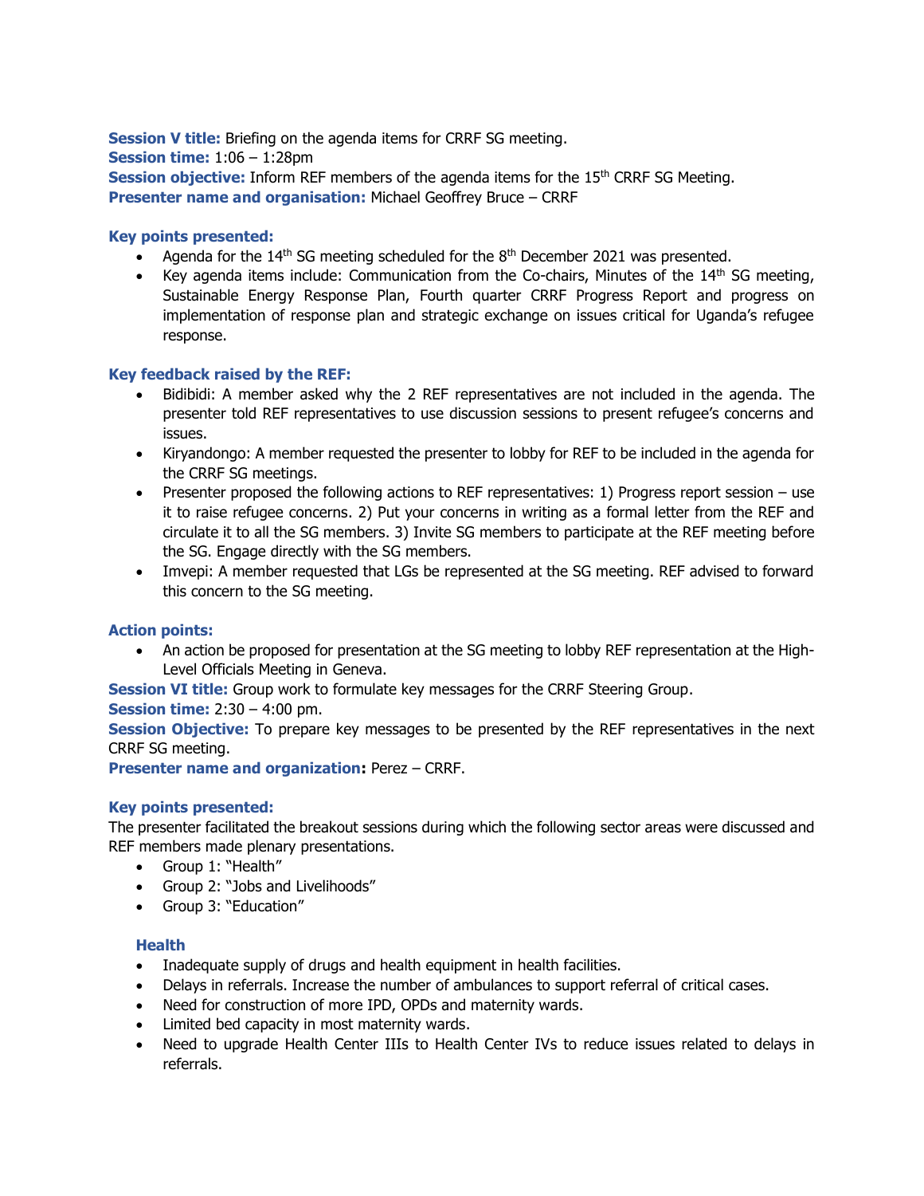**Session V title:** Briefing on the agenda items for CRRF SG meeting.
**Session time:** 1:06 – 1:28pm
**Session objective:** Inform REF members of the agenda items for the 15th CRRF SG Meeting.
**Presenter name and organisation:** Michael Geoffrey Bruce – CRRF

**Key points presented:**

- Agenda for the 14th SG meeting scheduled for the 8th December 2021 was presented.
- Key agenda items include: Communication from the Co-chairs, Minutes of the 14th SG meeting, Sustainable Energy Response Plan, Fourth quarter CRRF Progress Report and progress on implementation of response plan and strategic exchange on issues critical for Uganda's refugee response.

**Key feedback raised by the REF:**

- Bidibidi: A member asked why the 2 REF representatives are not included in the agenda. The presenter told REF representatives to use discussion sessions to present refugee's concerns and issues.
- Kiryandongo: A member requested the presenter to lobby for REF to be included in the agenda for the CRRF SG meetings.
- Presenter proposed the following actions to REF representatives: 1) Progress report session – use it to raise refugee concerns. 2) Put your concerns in writing as a formal letter from the REF and circulate it to all the SG members. 3) Invite SG members to participate at the REF meeting before the SG. Engage directly with the SG members.
- Imvepi: A member requested that LGs be represented at the SG meeting. REF advised to forward this concern to the SG meeting.

**Action points:**

- An action be proposed for presentation at the SG meeting to lobby REF representation at the High-Level Officials Meeting in Geneva.

**Session VI title:** Group work to formulate key messages for the CRRF Steering Group.
**Session time:** 2:30 – 4:00 pm.
**Session Objective:** To prepare key messages to be presented by the REF representatives in the next CRRF SG meeting.
**Presenter name and organization:** Perez – CRRF.

**Key points presented:**

The presenter facilitated the breakout sessions during which the following sector areas were discussed and REF members made plenary presentations.

- Group 1: "Health"
- Group 2: "Jobs and Livelihoods"
- Group 3: "Education"

**Health**

- Inadequate supply of drugs and health equipment in health facilities.
- Delays in referrals. Increase the number of ambulances to support referral of critical cases.
- Need for construction of more IPD, OPDs and maternity wards.
- Limited bed capacity in most maternity wards.
- Need to upgrade Health Center IIIs to Health Center IVs to reduce issues related to delays in referrals.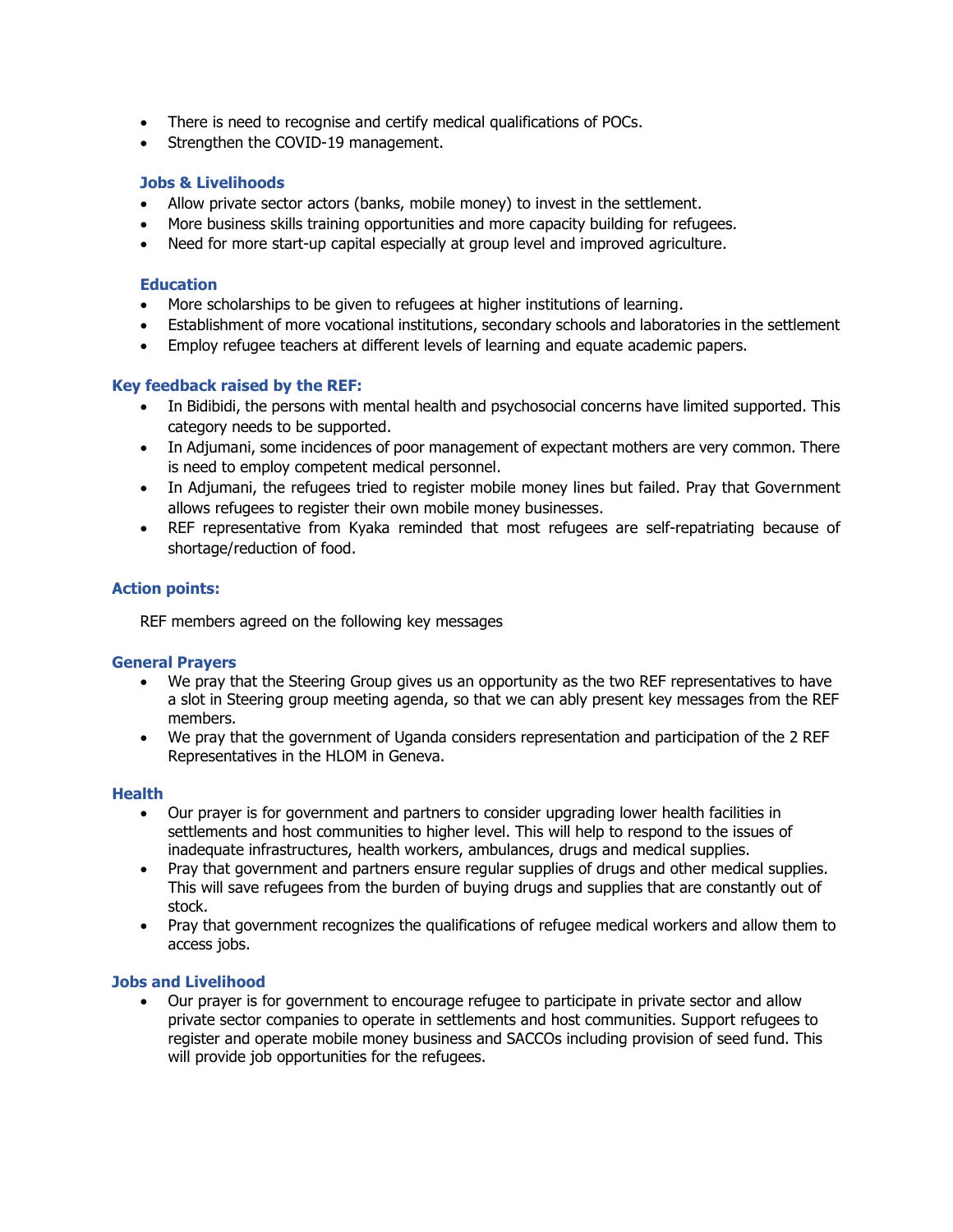- There is need to recognise and certify medical qualifications of POCs.
- Strengthen the COVID-19 management.

### Jobs & Livelihoods

- Allow private sector actors (banks, mobile money) to invest in the settlement.
- More business skills training opportunities and more capacity building for refugees.
- Need for more start-up capital especially at group level and improved agriculture.

### Education

- More scholarships to be given to refugees at higher institutions of learning.
- Establishment of more vocational institutions, secondary schools and laboratories in the settlement
- Employ refugee teachers at different levels of learning and equate academic papers.

## Key feedback raised by the REF:

- In Bidibidi, the persons with mental health and psychosocial concerns have limited supported. This category needs to be supported.
- In Adjumani, some incidences of poor management of expectant mothers are very common. There is need to employ competent medical personnel.
- In Adjumani, the refugees tried to register mobile money lines but failed. Pray that Government allows refugees to register their own mobile money businesses.
- REF representative from Kyaka reminded that most refugees are self-repatriating because of shortage/reduction of food.

## Action points:

REF members agreed on the following key messages

## General Prayers

- We pray that the Steering Group gives us an opportunity as the two REF representatives to have a slot in Steering group meeting agenda, so that we can ably present key messages from the REF members.
- We pray that the government of Uganda considers representation and participation of the 2 REF Representatives in the HLOM in Geneva.

## Health

- Our prayer is for government and partners to consider upgrading lower health facilities in settlements and host communities to higher level. This will help to respond to the issues of inadequate infrastructures, health workers, ambulances, drugs and medical supplies.
- Pray that government and partners ensure regular supplies of drugs and other medical supplies. This will save refugees from the burden of buying drugs and supplies that are constantly out of stock.
- Pray that government recognizes the qualifications of refugee medical workers and allow them to access jobs.

## Jobs and Livelihood

- Our prayer is for government to encourage refugee to participate in private sector and allow private sector companies to operate in settlements and host communities. Support refugees to register and operate mobile money business and SACCOs including provision of seed fund. This will provide job opportunities for the refugees.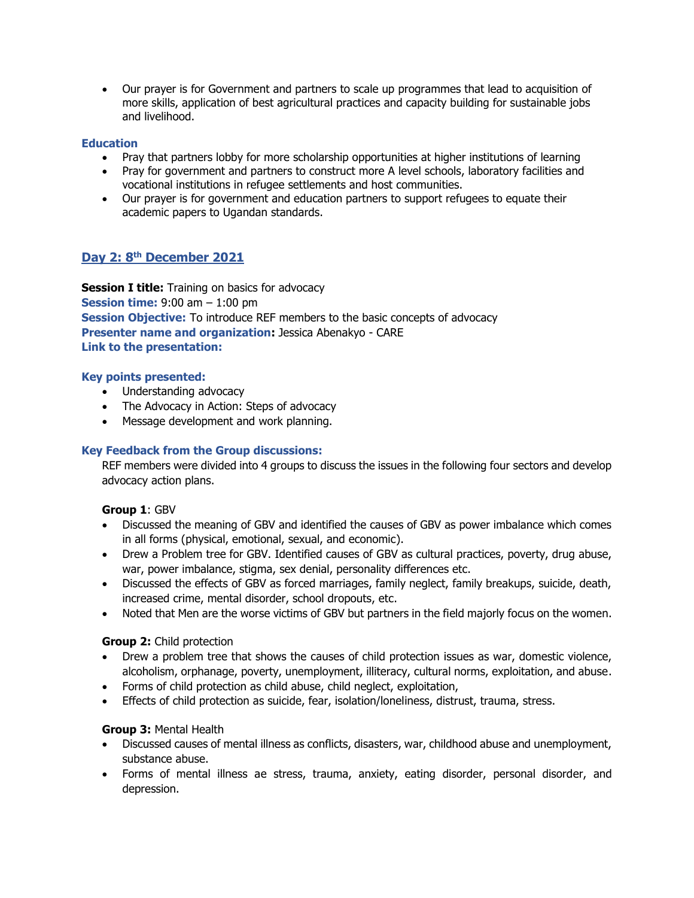- Our prayer is for Government and partners to scale up programmes that lead to acquisition of more skills, application of best agricultural practices and capacity building for sustainable jobs and livelihood.

### Education

- Pray that partners lobby for more scholarship opportunities at higher institutions of learning
- Pray for government and partners to construct more A level schools, laboratory facilities and vocational institutions in refugee settlements and host communities.
- Our prayer is for government and education partners to support refugees to equate their academic papers to Ugandan standards.

## Day 2: 8th December 2021

**Session I title:** Training on basics for advocacy
**Session time:** 9:00 am – 1:00 pm
**Session Objective:** To introduce REF members to the basic concepts of advocacy
**Presenter name and organization:** Jessica Abenakyo - CARE
**Link to the presentation:**

**Key points presented:**

- Understanding advocacy
- The Advocacy in Action: Steps of advocacy
- Message development and work planning.

**Key Feedback from the Group discussions:**

REF members were divided into 4 groups to discuss the issues in the following four sectors and develop advocacy action plans.

**Group 1**: GBV

- Discussed the meaning of GBV and identified the causes of GBV as power imbalance which comes in all forms (physical, emotional, sexual, and economic).
- Drew a Problem tree for GBV. Identified causes of GBV as cultural practices, poverty, drug abuse, war, power imbalance, stigma, sex denial, personality differences etc.
- Discussed the effects of GBV as forced marriages, family neglect, family breakups, suicide, death, increased crime, mental disorder, school dropouts, etc.
- Noted that Men are the worse victims of GBV but partners in the field majorly focus on the women.

**Group 2:** Child protection

- Drew a problem tree that shows the causes of child protection issues as war, domestic violence, alcoholism, orphanage, poverty, unemployment, illiteracy, cultural norms, exploitation, and abuse.
- Forms of child protection as child abuse, child neglect, exploitation,
- Effects of child protection as suicide, fear, isolation/loneliness, distrust, trauma, stress.

**Group 3:** Mental Health

- Discussed causes of mental illness as conflicts, disasters, war, childhood abuse and unemployment, substance abuse.
- Forms of mental illness ae stress, trauma, anxiety, eating disorder, personal disorder, and depression.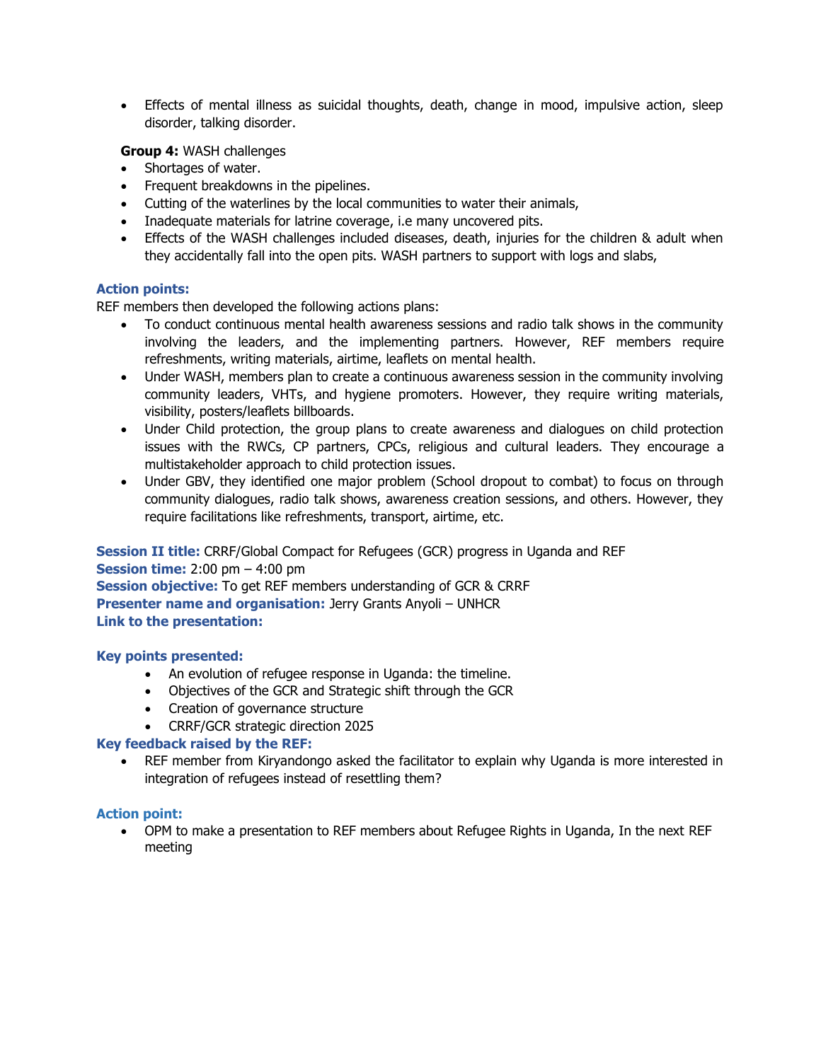- Effects of mental illness as suicidal thoughts, death, change in mood, impulsive action, sleep disorder, talking disorder.

**Group 4:** WASH challenges

- Shortages of water.
- Frequent breakdowns in the pipelines.
- Cutting of the waterlines by the local communities to water their animals,
- Inadequate materials for latrine coverage, i.e many uncovered pits.
- Effects of the WASH challenges included diseases, death, injuries for the children & adult when they accidentally fall into the open pits. WASH partners to support with logs and slabs,

**Action points:**

REF members then developed the following actions plans:

- To conduct continuous mental health awareness sessions and radio talk shows in the community involving the leaders, and the implementing partners. However, REF members require refreshments, writing materials, airtime, leaflets on mental health.
- Under WASH, members plan to create a continuous awareness session in the community involving community leaders, VHTs, and hygiene promoters. However, they require writing materials, visibility, posters/leaflets billboards.
- Under Child protection, the group plans to create awareness and dialogues on child protection issues with the RWCs, CP partners, CPCs, religious and cultural leaders. They encourage a multistakeholder approach to child protection issues.
- Under GBV, they identified one major problem (School dropout to combat) to focus on through community dialogues, radio talk shows, awareness creation sessions, and others. However, they require facilitations like refreshments, transport, airtime, etc.

**Session II title:** CRRF/Global Compact for Refugees (GCR) progress in Uganda and REF
**Session time:** 2:00 pm – 4:00 pm
**Session objective:** To get REF members understanding of GCR & CRRF
**Presenter name and organisation:** Jerry Grants Anyoli – UNHCR
**Link to the presentation:**

**Key points presented:**

- An evolution of refugee response in Uganda: the timeline.
- Objectives of the GCR and Strategic shift through the GCR
- Creation of governance structure
- CRRF/GCR strategic direction 2025

**Key feedback raised by the REF:**

- REF member from Kiryandongo asked the facilitator to explain why Uganda is more interested in integration of refugees instead of resettling them?

**Action point:**

- OPM to make a presentation to REF members about Refugee Rights in Uganda, In the next REF meeting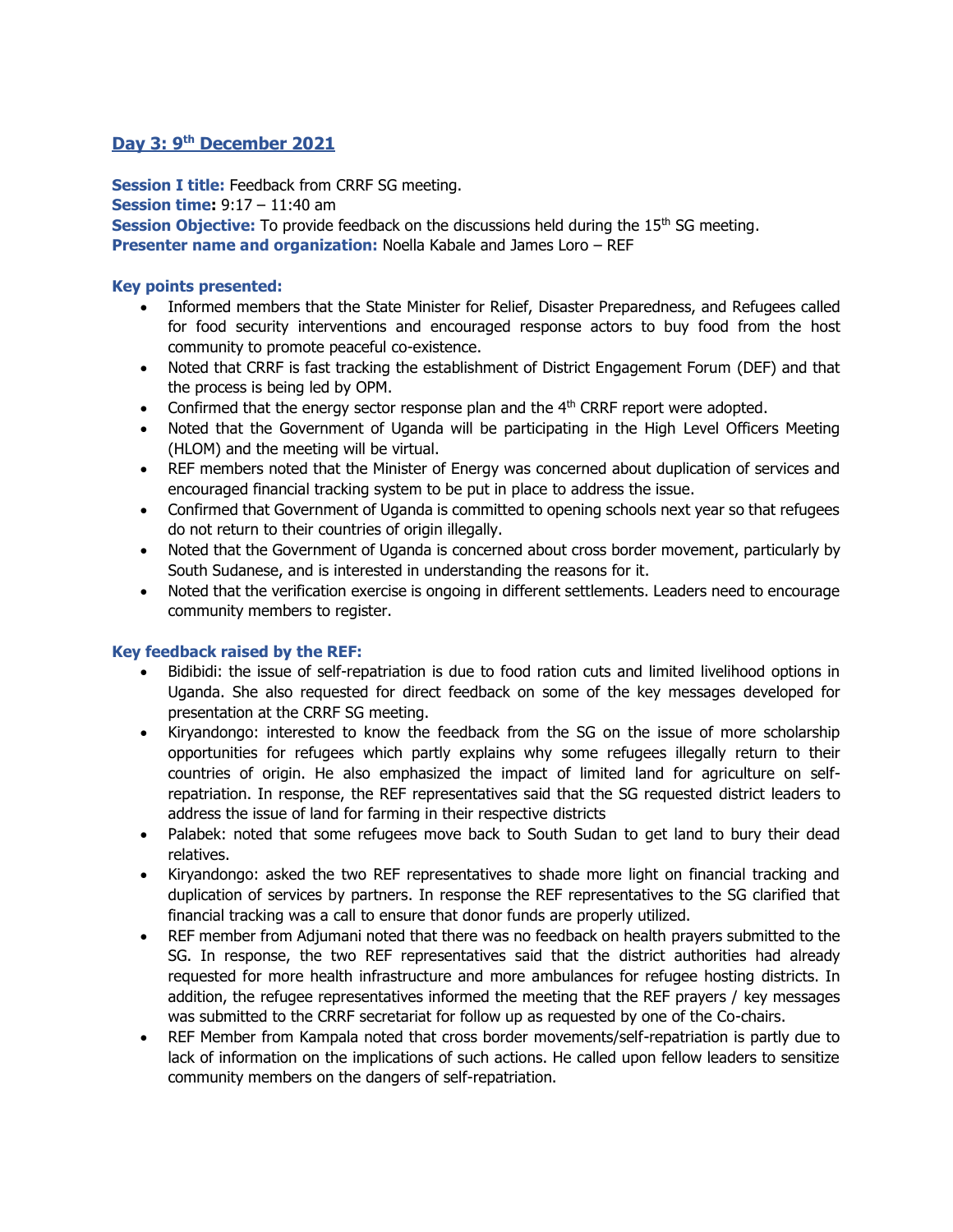## Day 3: 9th December 2021

**Session I title:** Feedback from CRRF SG meeting.
**Session time:** 9:17 – 11:40 am
**Session Objective:** To provide feedback on the discussions held during the 15th SG meeting.
**Presenter name and organization:** Noella Kabale and James Loro – REF

### Key points presented:

- Informed members that the State Minister for Relief, Disaster Preparedness, and Refugees called for food security interventions and encouraged response actors to buy food from the host community to promote peaceful co-existence.
- Noted that CRRF is fast tracking the establishment of District Engagement Forum (DEF) and that the process is being led by OPM.
- Confirmed that the energy sector response plan and the 4th CRRF report were adopted.
- Noted that the Government of Uganda will be participating in the High Level Officers Meeting (HLOM) and the meeting will be virtual.
- REF members noted that the Minister of Energy was concerned about duplication of services and encouraged financial tracking system to be put in place to address the issue.
- Confirmed that Government of Uganda is committed to opening schools next year so that refugees do not return to their countries of origin illegally.
- Noted that the Government of Uganda is concerned about cross border movement, particularly by South Sudanese, and is interested in understanding the reasons for it.
- Noted that the verification exercise is ongoing in different settlements. Leaders need to encourage community members to register.

### Key feedback raised by the REF:

- Bidibidi: the issue of self-repatriation is due to food ration cuts and limited livelihood options in Uganda. She also requested for direct feedback on some of the key messages developed for presentation at the CRRF SG meeting.
- Kiryandongo: interested to know the feedback from the SG on the issue of more scholarship opportunities for refugees which partly explains why some refugees illegally return to their countries of origin. He also emphasized the impact of limited land for agriculture on self-repatriation. In response, the REF representatives said that the SG requested district leaders to address the issue of land for farming in their respective districts
- Palabek: noted that some refugees move back to South Sudan to get land to bury their dead relatives.
- Kiryandongo: asked the two REF representatives to shade more light on financial tracking and duplication of services by partners. In response the REF representatives to the SG clarified that financial tracking was a call to ensure that donor funds are properly utilized.
- REF member from Adjumani noted that there was no feedback on health prayers submitted to the SG. In response, the two REF representatives said that the district authorities had already requested for more health infrastructure and more ambulances for refugee hosting districts. In addition, the refugee representatives informed the meeting that the REF prayers / key messages was submitted to the CRRF secretariat for follow up as requested by one of the Co-chairs.
- REF Member from Kampala noted that cross border movements/self-repatriation is partly due to lack of information on the implications of such actions. He called upon fellow leaders to sensitize community members on the dangers of self-repatriation.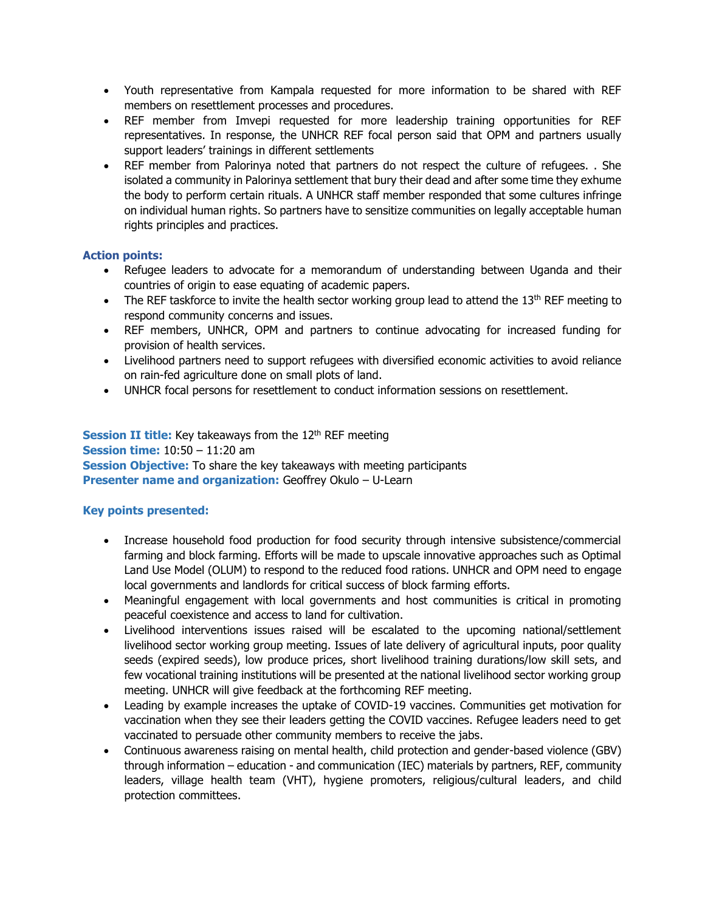- Youth representative from Kampala requested for more information to be shared with REF members on resettlement processes and procedures.
- REF member from Imvepi requested for more leadership training opportunities for REF representatives. In response, the UNHCR REF focal person said that OPM and partners usually support leaders' trainings in different settlements
- REF member from Palorinya noted that partners do not respect the culture of refugees. . She isolated a community in Palorinya settlement that bury their dead and after some time they exhume the body to perform certain rituals. A UNHCR staff member responded that some cultures infringe on individual human rights. So partners have to sensitize communities on legally acceptable human rights principles and practices.

**Action points:**

- Refugee leaders to advocate for a memorandum of understanding between Uganda and their countries of origin to ease equating of academic papers.
- The REF taskforce to invite the health sector working group lead to attend the 13th REF meeting to respond community concerns and issues.
- REF members, UNHCR, OPM and partners to continue advocating for increased funding for provision of health services.
- Livelihood partners need to support refugees with diversified economic activities to avoid reliance on rain-fed agriculture done on small plots of land.
- UNHCR focal persons for resettlement to conduct information sessions on resettlement.

**Session II title:** Key takeaways from the 12th REF meeting
**Session time:** 10:50 – 11:20 am
**Session Objective:** To share the key takeaways with meeting participants
**Presenter name and organization:** Geoffrey Okulo – U-Learn

**Key points presented:**

- Increase household food production for food security through intensive subsistence/commercial farming and block farming. Efforts will be made to upscale innovative approaches such as Optimal Land Use Model (OLUM) to respond to the reduced food rations. UNHCR and OPM need to engage local governments and landlords for critical success of block farming efforts.
- Meaningful engagement with local governments and host communities is critical in promoting peaceful coexistence and access to land for cultivation.
- Livelihood interventions issues raised will be escalated to the upcoming national/settlement livelihood sector working group meeting. Issues of late delivery of agricultural inputs, poor quality seeds (expired seeds), low produce prices, short livelihood training durations/low skill sets, and few vocational training institutions will be presented at the national livelihood sector working group meeting. UNHCR will give feedback at the forthcoming REF meeting.
- Leading by example increases the uptake of COVID-19 vaccines. Communities get motivation for vaccination when they see their leaders getting the COVID vaccines. Refugee leaders need to get vaccinated to persuade other community members to receive the jabs.
- Continuous awareness raising on mental health, child protection and gender-based violence (GBV) through information – education - and communication (IEC) materials by partners, REF, community leaders, village health team (VHT), hygiene promoters, religious/cultural leaders, and child protection committees.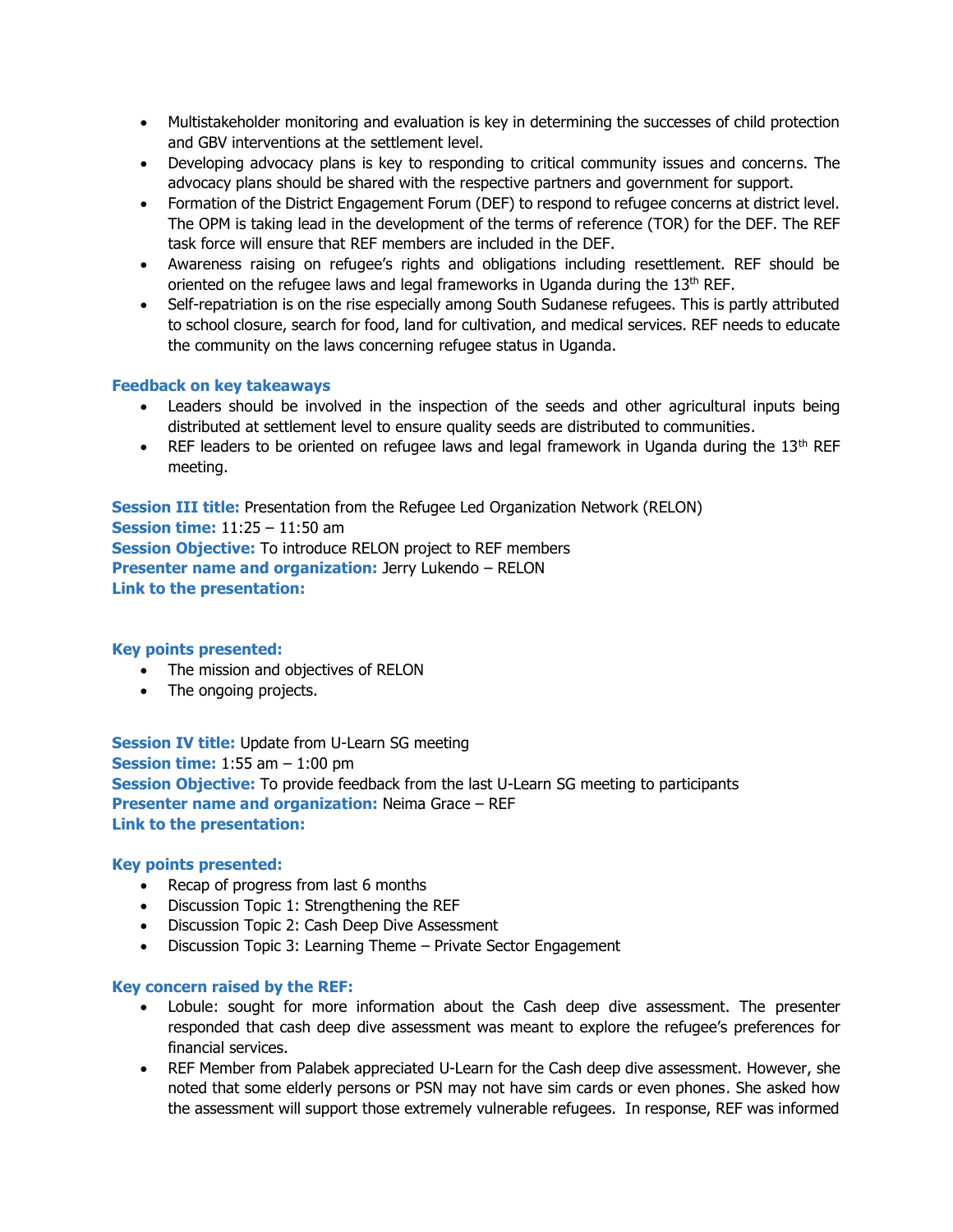- Multistakeholder monitoring and evaluation is key in determining the successes of child protection and GBV interventions at the settlement level.
- Developing advocacy plans is key to responding to critical community issues and concerns. The advocacy plans should be shared with the respective partners and government for support.
- Formation of the District Engagement Forum (DEF) to respond to refugee concerns at district level. The OPM is taking lead in the development of the terms of reference (TOR) for the DEF. The REF task force will ensure that REF members are included in the DEF.
- Awareness raising on refugee's rights and obligations including resettlement. REF should be oriented on the refugee laws and legal frameworks in Uganda during the 13th REF.
- Self-repatriation is on the rise especially among South Sudanese refugees. This is partly attributed to school closure, search for food, land for cultivation, and medical services. REF needs to educate the community on the laws concerning refugee status in Uganda.

**Feedback on key takeaways**

- Leaders should be involved in the inspection of the seeds and other agricultural inputs being distributed at settlement level to ensure quality seeds are distributed to communities.
- REF leaders to be oriented on refugee laws and legal framework in Uganda during the 13th REF meeting.

**Session III title:** Presentation from the Refugee Led Organization Network (RELON)
**Session time:** 11:25 – 11:50 am
**Session Objective:** To introduce RELON project to REF members
**Presenter name and organization:** Jerry Lukendo – RELON
**Link to the presentation:**

**Key points presented:**

- The mission and objectives of RELON
- The ongoing projects.

**Session IV title:** Update from U-Learn SG meeting
**Session time:** 1:55 am – 1:00 pm
**Session Objective:** To provide feedback from the last U-Learn SG meeting to participants
**Presenter name and organization:** Neima Grace – REF
**Link to the presentation:**

**Key points presented:**

- Recap of progress from last 6 months
- Discussion Topic 1: Strengthening the REF
- Discussion Topic 2: Cash Deep Dive Assessment
- Discussion Topic 3: Learning Theme – Private Sector Engagement

**Key concern raised by the REF:**

- Lobule: sought for more information about the Cash deep dive assessment. The presenter responded that cash deep dive assessment was meant to explore the refugee's preferences for financial services.
- REF Member from Palabek appreciated U-Learn for the Cash deep dive assessment. However, she noted that some elderly persons or PSN may not have sim cards or even phones. She asked how the assessment will support those extremely vulnerable refugees. In response, REF was informed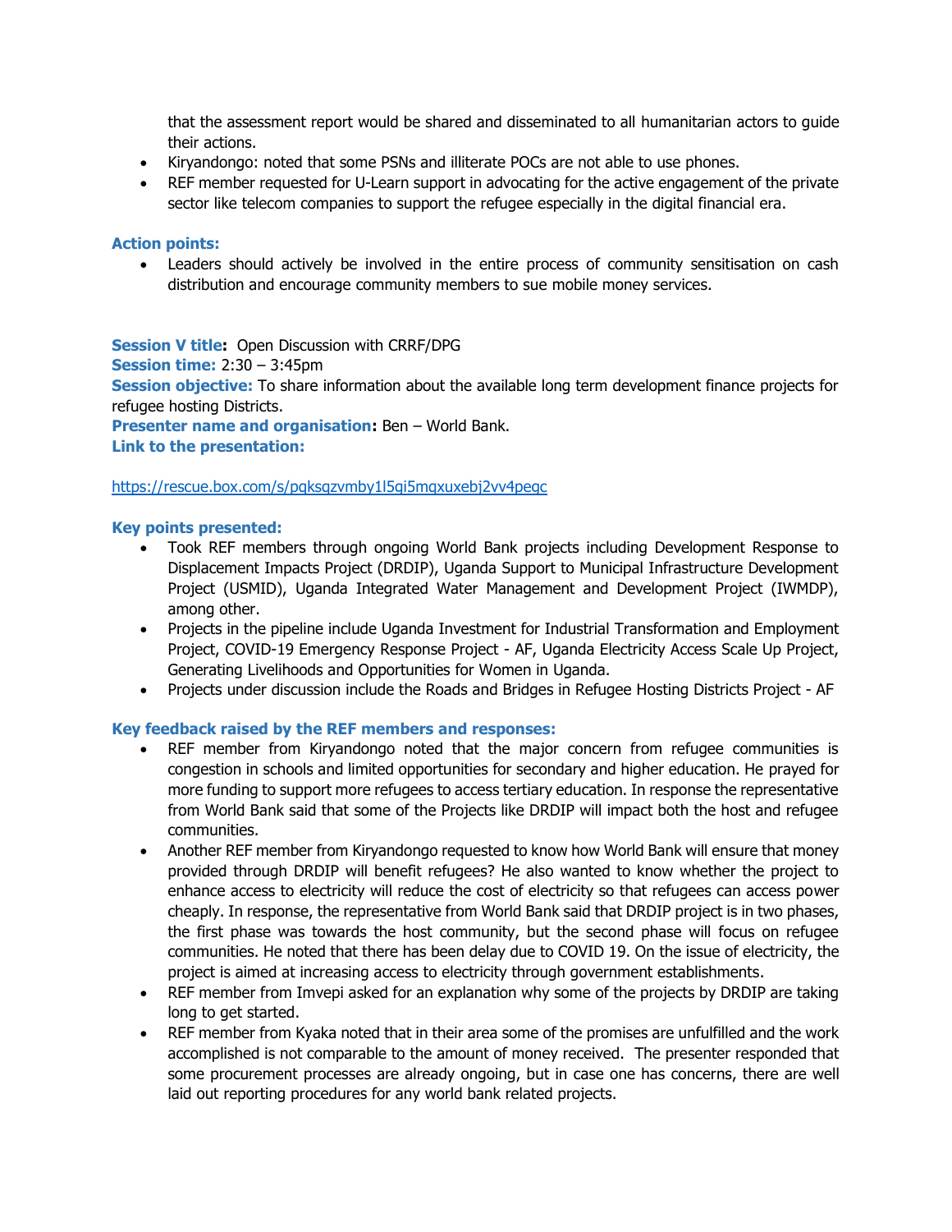that the assessment report would be shared and disseminated to all humanitarian actors to guide their actions.

- Kiryandongo: noted that some PSNs and illiterate POCs are not able to use phones.
- REF member requested for U-Learn support in advocating for the active engagement of the private sector like telecom companies to support the refugee especially in the digital financial era.

**Action points:**

- Leaders should actively be involved in the entire process of community sensitisation on cash distribution and encourage community members to sue mobile money services.

**Session V title:** Open Discussion with CRRF/DPG
**Session time:** 2:30 – 3:45pm
**Session objective:** To share information about the available long term development finance projects for refugee hosting Districts.
**Presenter name and organisation:** Ben – World Bank.
**Link to the presentation:**

https://rescue.box.com/s/pqksqzvmby1l5gi5mqxuxebj2vv4pegc

**Key points presented:**

- Took REF members through ongoing World Bank projects including Development Response to Displacement Impacts Project (DRDIP), Uganda Support to Municipal Infrastructure Development Project (USMID), Uganda Integrated Water Management and Development Project (IWMDP), among other.
- Projects in the pipeline include Uganda Investment for Industrial Transformation and Employment Project, COVID-19 Emergency Response Project - AF, Uganda Electricity Access Scale Up Project, Generating Livelihoods and Opportunities for Women in Uganda.
- Projects under discussion include the Roads and Bridges in Refugee Hosting Districts Project - AF

**Key feedback raised by the REF members and responses:**

- REF member from Kiryandongo noted that the major concern from refugee communities is congestion in schools and limited opportunities for secondary and higher education. He prayed for more funding to support more refugees to access tertiary education. In response the representative from World Bank said that some of the Projects like DRDIP will impact both the host and refugee communities.
- Another REF member from Kiryandongo requested to know how World Bank will ensure that money provided through DRDIP will benefit refugees? He also wanted to know whether the project to enhance access to electricity will reduce the cost of electricity so that refugees can access power cheaply. In response, the representative from World Bank said that DRDIP project is in two phases, the first phase was towards the host community, but the second phase will focus on refugee communities. He noted that there has been delay due to COVID 19. On the issue of electricity, the project is aimed at increasing access to electricity through government establishments.
- REF member from Imvepi asked for an explanation why some of the projects by DRDIP are taking long to get started.
- REF member from Kyaka noted that in their area some of the promises are unfulfilled and the work accomplished is not comparable to the amount of money received. The presenter responded that some procurement processes are already ongoing, but in case one has concerns, there are well laid out reporting procedures for any world bank related projects.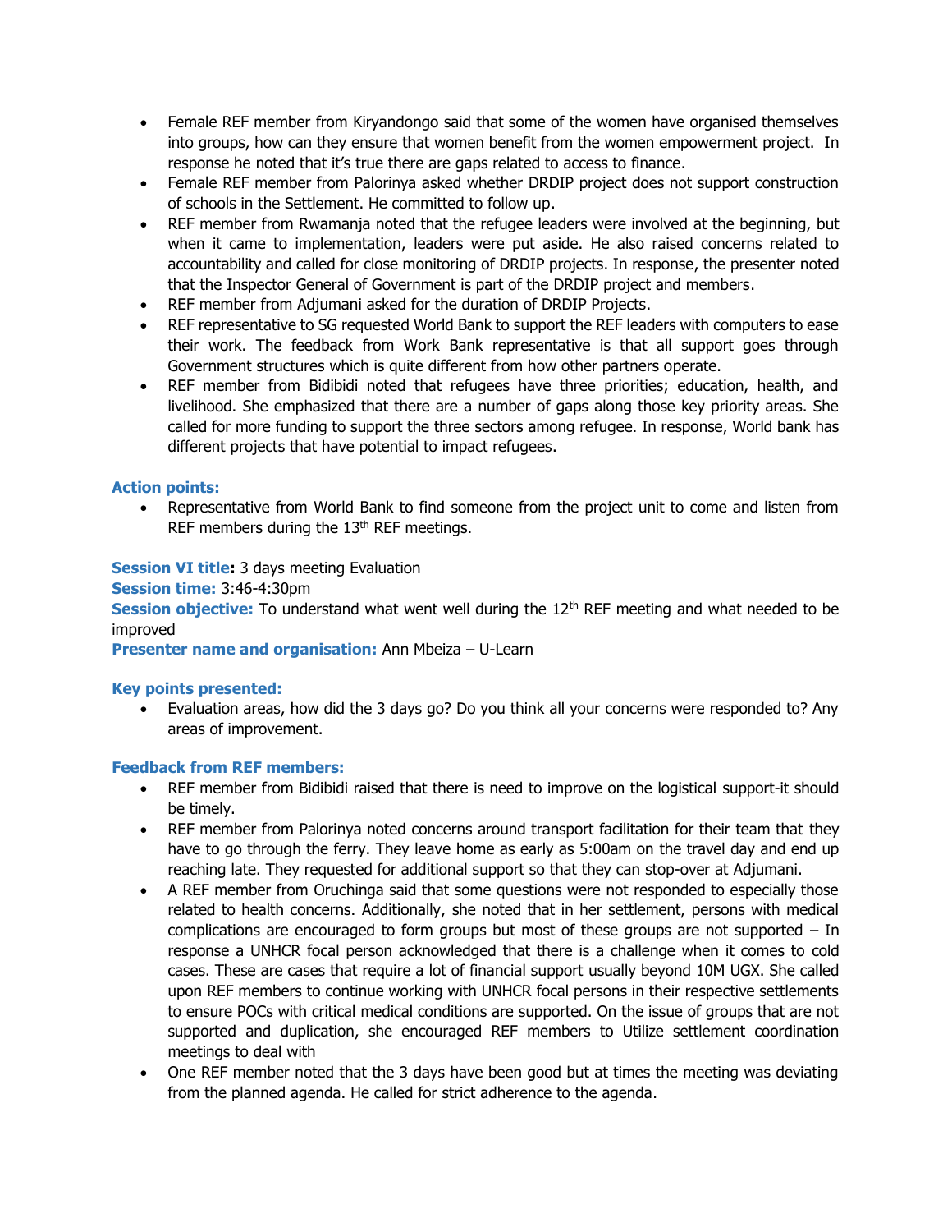- Female REF member from Kiryandongo said that some of the women have organised themselves into groups, how can they ensure that women benefit from the women empowerment project. In response he noted that it's true there are gaps related to access to finance.
- Female REF member from Palorinya asked whether DRDIP project does not support construction of schools in the Settlement. He committed to follow up.
- REF member from Rwamanja noted that the refugee leaders were involved at the beginning, but when it came to implementation, leaders were put aside. He also raised concerns related to accountability and called for close monitoring of DRDIP projects. In response, the presenter noted that the Inspector General of Government is part of the DRDIP project and members.
- REF member from Adjumani asked for the duration of DRDIP Projects.
- REF representative to SG requested World Bank to support the REF leaders with computers to ease their work. The feedback from Work Bank representative is that all support goes through Government structures which is quite different from how other partners operate.
- REF member from Bidibidi noted that refugees have three priorities; education, health, and livelihood. She emphasized that there are a number of gaps along those key priority areas. She called for more funding to support the three sectors among refugee. In response, World bank has different projects that have potential to impact refugees.

**Action points:**

- Representative from World Bank to find someone from the project unit to come and listen from REF members during the 13th REF meetings.

**Session VI title:** 3 days meeting Evaluation

**Session time:** 3:46-4:30pm

**Session objective:** To understand what went well during the 12th REF meeting and what needed to be improved

**Presenter name and organisation:** Ann Mbeiza – U-Learn

**Key points presented:**

- Evaluation areas, how did the 3 days go? Do you think all your concerns were responded to? Any areas of improvement.

**Feedback from REF members:**

- REF member from Bidibidi raised that there is need to improve on the logistical support-it should be timely.
- REF member from Palorinya noted concerns around transport facilitation for their team that they have to go through the ferry. They leave home as early as 5:00am on the travel day and end up reaching late. They requested for additional support so that they can stop-over at Adjumani.
- A REF member from Oruchinga said that some questions were not responded to especially those related to health concerns. Additionally, she noted that in her settlement, persons with medical complications are encouraged to form groups but most of these groups are not supported – In response a UNHCR focal person acknowledged that there is a challenge when it comes to cold cases. These are cases that require a lot of financial support usually beyond 10M UGX. She called upon REF members to continue working with UNHCR focal persons in their respective settlements to ensure POCs with critical medical conditions are supported. On the issue of groups that are not supported and duplication, she encouraged REF members to Utilize settlement coordination meetings to deal with
- One REF member noted that the 3 days have been good but at times the meeting was deviating from the planned agenda. He called for strict adherence to the agenda.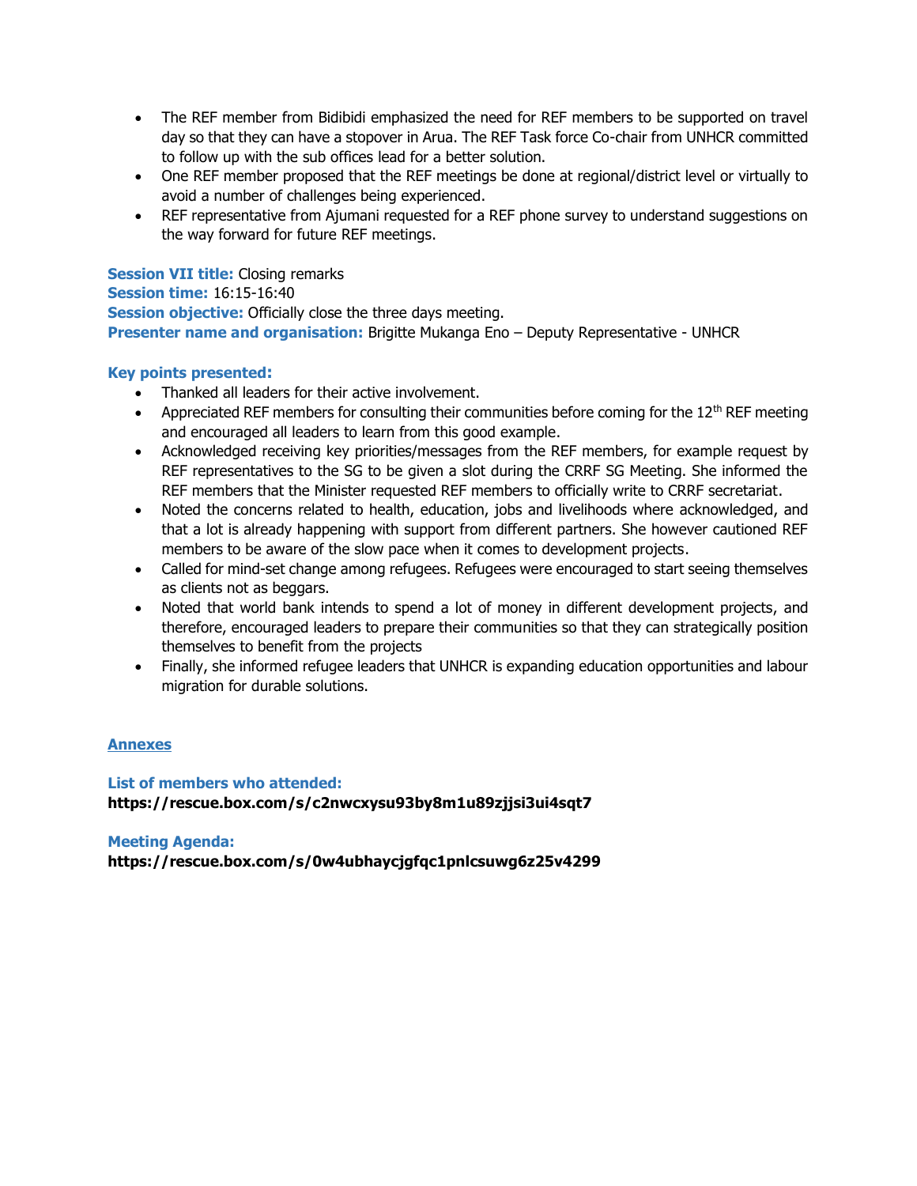- The REF member from Bidibidi emphasized the need for REF members to be supported on travel day so that they can have a stopover in Arua. The REF Task force Co-chair from UNHCR committed to follow up with the sub offices lead for a better solution.
- One REF member proposed that the REF meetings be done at regional/district level or virtually to avoid a number of challenges being experienced.
- REF representative from Ajumani requested for a REF phone survey to understand suggestions on the way forward for future REF meetings.

**Session VII title:** Closing remarks
**Session time:** 16:15-16:40
**Session objective:** Officially close the three days meeting.
**Presenter name and organisation:** Brigitte Mukanga Eno – Deputy Representative - UNHCR

**Key points presented:**

- Thanked all leaders for their active involvement.
- Appreciated REF members for consulting their communities before coming for the 12th REF meeting and encouraged all leaders to learn from this good example.
- Acknowledged receiving key priorities/messages from the REF members, for example request by REF representatives to the SG to be given a slot during the CRRF SG Meeting. She informed the REF members that the Minister requested REF members to officially write to CRRF secretariat.
- Noted the concerns related to health, education, jobs and livelihoods where acknowledged, and that a lot is already happening with support from different partners. She however cautioned REF members to be aware of the slow pace when it comes to development projects.
- Called for mind-set change among refugees. Refugees were encouraged to start seeing themselves as clients not as beggars.
- Noted that world bank intends to spend a lot of money in different development projects, and therefore, encouraged leaders to prepare their communities so that they can strategically position themselves to benefit from the projects
- Finally, she informed refugee leaders that UNHCR is expanding education opportunities and labour migration for durable solutions.

## Annexes

**List of members who attended:**
**https://rescue.box.com/s/c2nwcxysu93by8m1u89zjjsi3ui4sqt7**

**Meeting Agenda:**
**https://rescue.box.com/s/0w4ubhaycjgfqc1pnlcsuwg6z25v4299**